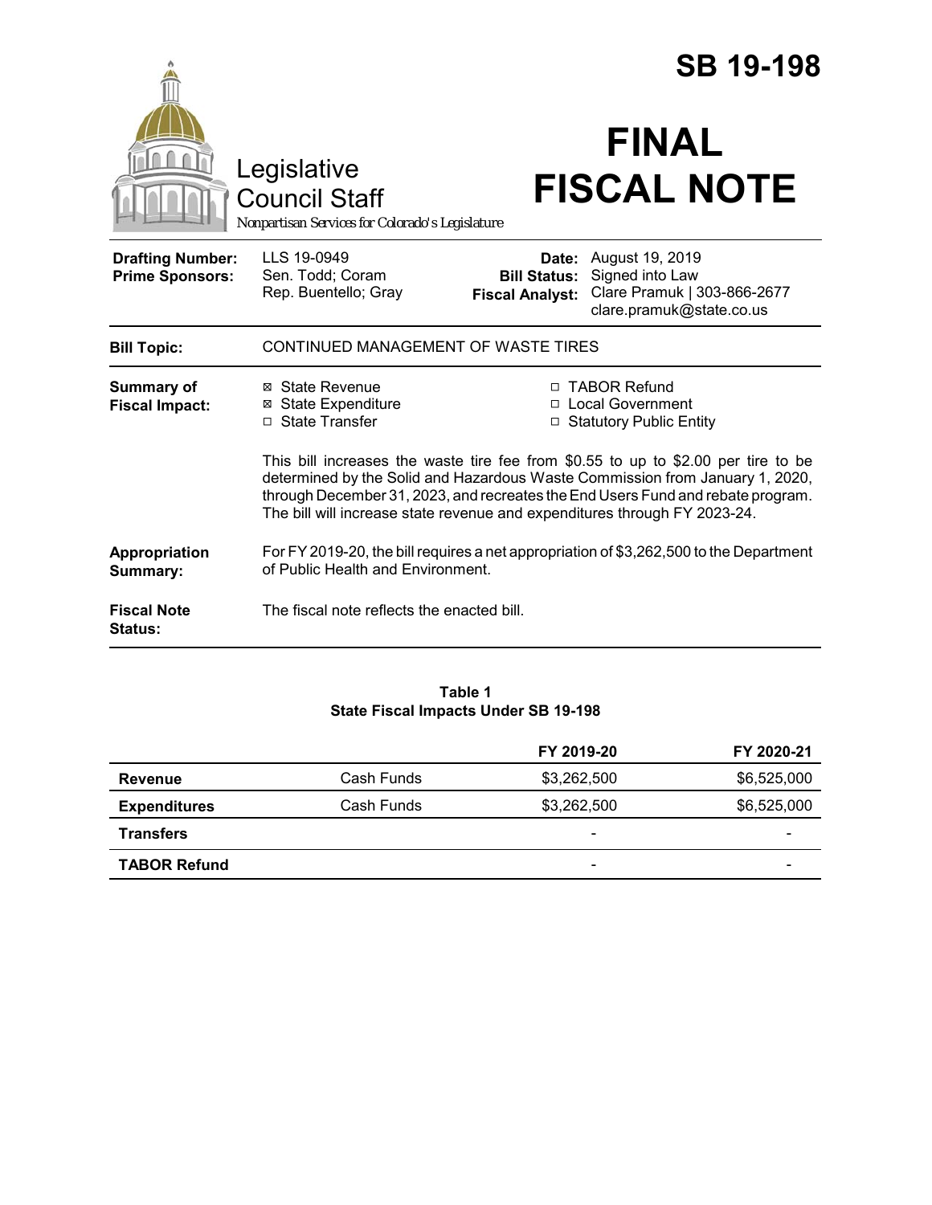# SB 19-198

Legislative Council Staff

*Nonpartisan Services for Colorado's Legislature*

# FINAL FISCAL NOTE

| | | | |
|---|---|---|---|
| **Drafting Number:** | LLS 19-0949 | **Date:** | August 19, 2019 |
| **Prime Sponsors:** | Sen. Todd; Coram<br>Rep. Buentello; Gray | **Bill Status:** | Signed into Law |
| | | **Fiscal Analyst:** | Clare Pramuk \| 303-866-2677<br>clare.pramuk@state.co.us |

**Bill Topic:** CONTINUED MANAGEMENT OF WASTE TIRES

**Summary of Fiscal Impact:**

- ☒ State Revenue
- ☒ State Expenditure
- ☐ State Transfer
- ☐ TABOR Refund
- ☐ Local Government
- ☐ Statutory Public Entity

This bill increases the waste tire fee from $0.55 to up to $2.00 per tire to be determined by the Solid and Hazardous Waste Commission from January 1, 2020, through December 31, 2023, and recreates the End Users Fund and rebate program. The bill will increase state revenue and expenditures through FY 2023-24.

**Appropriation Summary:** For FY 2019-20, the bill requires a net appropriation of $3,262,500 to the Department of Public Health and Environment.

**Fiscal Note Status:** The fiscal note reflects the enacted bill.

**Table 1**
**State Fiscal Impacts Under SB 19-198**

| | | FY 2019-20 | FY 2020-21 |
|---|---|---|---|
| **Revenue** | Cash Funds | $3,262,500 | $6,525,000 |
| **Expenditures** | Cash Funds | $3,262,500 | $6,525,000 |
| **Transfers** | | - | - |
| **TABOR Refund** | | - | - |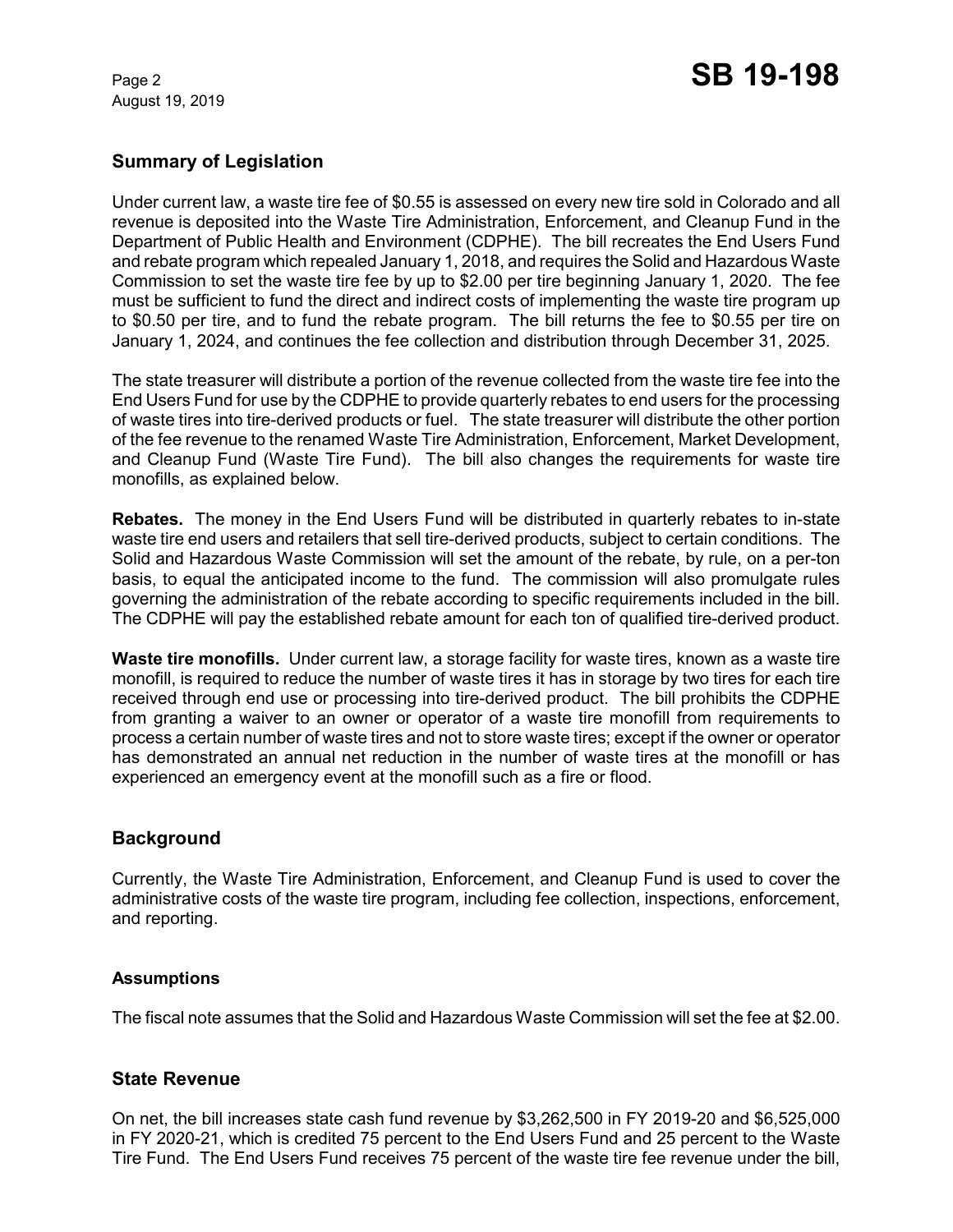## Summary of Legislation

Under current law, a waste tire fee of $0.55 is assessed on every new tire sold in Colorado and all revenue is deposited into the Waste Tire Administration, Enforcement, and Cleanup Fund in the Department of Public Health and Environment (CDPHE). The bill recreates the End Users Fund and rebate program which repealed January 1, 2018, and requires the Solid and Hazardous Waste Commission to set the waste tire fee by up to $2.00 per tire beginning January 1, 2020. The fee must be sufficient to fund the direct and indirect costs of implementing the waste tire program up to $0.50 per tire, and to fund the rebate program. The bill returns the fee to $0.55 per tire on January 1, 2024, and continues the fee collection and distribution through December 31, 2025.

The state treasurer will distribute a portion of the revenue collected from the waste tire fee into the End Users Fund for use by the CDPHE to provide quarterly rebates to end users for the processing of waste tires into tire-derived products or fuel. The state treasurer will distribute the other portion of the fee revenue to the renamed Waste Tire Administration, Enforcement, Market Development, and Cleanup Fund (Waste Tire Fund). The bill also changes the requirements for waste tire monofills, as explained below.

**Rebates.** The money in the End Users Fund will be distributed in quarterly rebates to in-state waste tire end users and retailers that sell tire-derived products, subject to certain conditions. The Solid and Hazardous Waste Commission will set the amount of the rebate, by rule, on a per-ton basis, to equal the anticipated income to the fund. The commission will also promulgate rules governing the administration of the rebate according to specific requirements included in the bill. The CDPHE will pay the established rebate amount for each ton of qualified tire-derived product.

**Waste tire monofills.** Under current law, a storage facility for waste tires, known as a waste tire monofill, is required to reduce the number of waste tires it has in storage by two tires for each tire received through end use or processing into tire-derived product. The bill prohibits the CDPHE from granting a waiver to an owner or operator of a waste tire monofill from requirements to process a certain number of waste tires and not to store waste tires; except if the owner or operator has demonstrated an annual net reduction in the number of waste tires at the monofill or has experienced an emergency event at the monofill such as a fire or flood.

## Background

Currently, the Waste Tire Administration, Enforcement, and Cleanup Fund is used to cover the administrative costs of the waste tire program, including fee collection, inspections, enforcement, and reporting.

### Assumptions

The fiscal note assumes that the Solid and Hazardous Waste Commission will set the fee at $2.00.

## State Revenue

On net, the bill increases state cash fund revenue by $3,262,500 in FY 2019-20 and $6,525,000 in FY 2020-21, which is credited 75 percent to the End Users Fund and 25 percent to the Waste Tire Fund. The End Users Fund receives 75 percent of the waste tire fee revenue under the bill,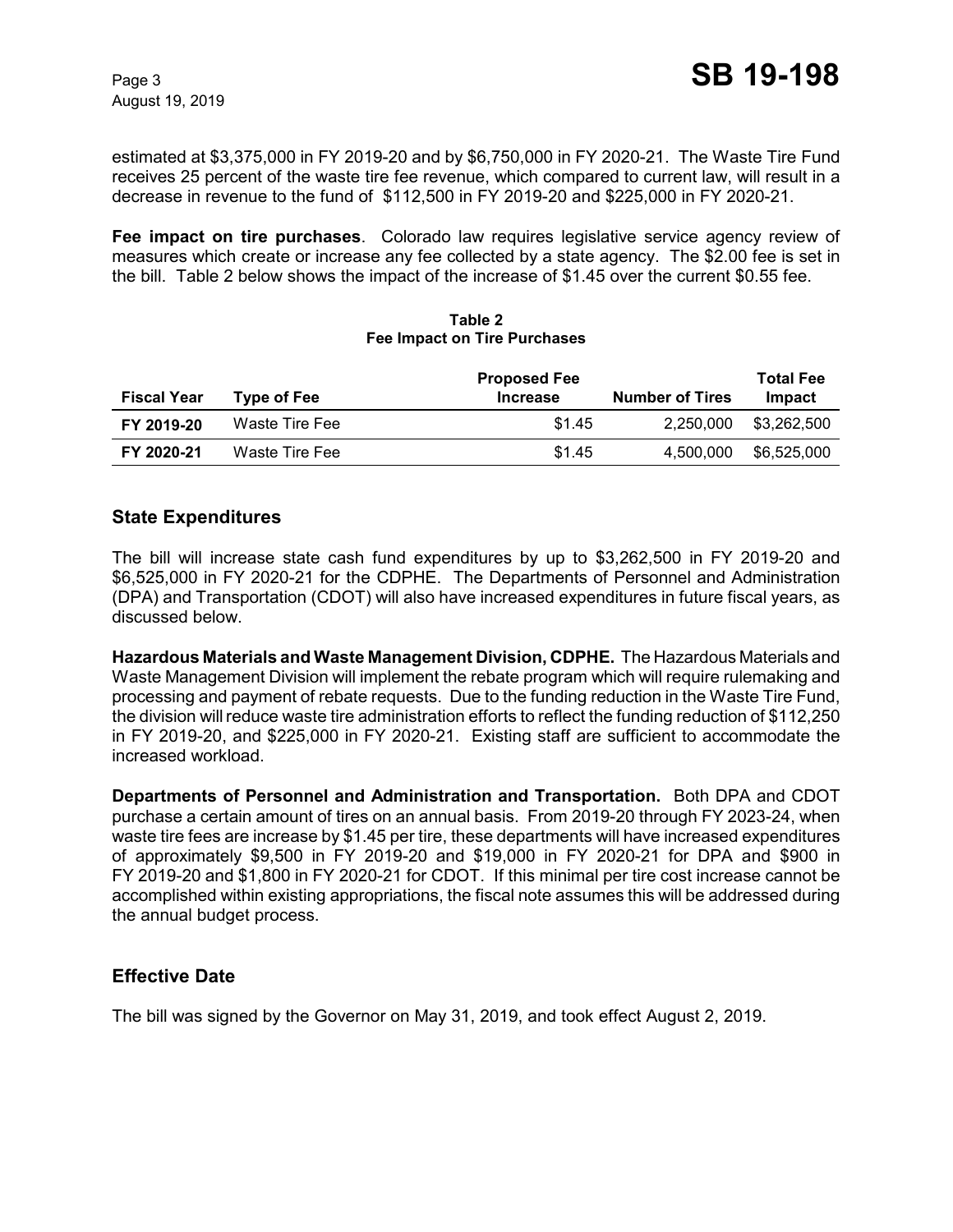estimated at $3,375,000 in FY 2019-20 and by $6,750,000 in FY 2020-21. The Waste Tire Fund receives 25 percent of the waste tire fee revenue, which compared to current law, will result in a decrease in revenue to the fund of $112,500 in FY 2019-20 and $225,000 in FY 2020-21.

**Fee impact on tire purchases**. Colorado law requires legislative service agency review of measures which create or increase any fee collected by a state agency. The $2.00 fee is set in the bill. Table 2 below shows the impact of the increase of $1.45 over the current $0.55 fee.

**Table 2**
**Fee Impact on Tire Purchases**

| Fiscal Year | Type of Fee | Proposed Fee Increase | Number of Tires | Total Fee Impact |
|---|---|---|---|---|
| **FY 2019-20** | Waste Tire Fee | $1.45 | 2,250,000 | $3,262,500 |
| **FY 2020-21** | Waste Tire Fee | $1.45 | 4,500,000 | $6,525,000 |

## State Expenditures

The bill will increase state cash fund expenditures by up to $3,262,500 in FY 2019-20 and $6,525,000 in FY 2020-21 for the CDPHE. The Departments of Personnel and Administration (DPA) and Transportation (CDOT) will also have increased expenditures in future fiscal years, as discussed below.

**Hazardous Materials and Waste Management Division, CDPHE.** The Hazardous Materials and Waste Management Division will implement the rebate program which will require rulemaking and processing and payment of rebate requests. Due to the funding reduction in the Waste Tire Fund, the division will reduce waste tire administration efforts to reflect the funding reduction of $112,250 in FY 2019-20, and $225,000 in FY 2020-21. Existing staff are sufficient to accommodate the increased workload.

**Departments of Personnel and Administration and Transportation.** Both DPA and CDOT purchase a certain amount of tires on an annual basis. From 2019-20 through FY 2023-24, when waste tire fees are increase by $1.45 per tire, these departments will have increased expenditures of approximately $9,500 in FY 2019-20 and $19,000 in FY 2020-21 for DPA and $900 in FY 2019-20 and $1,800 in FY 2020-21 for CDOT. If this minimal per tire cost increase cannot be accomplished within existing appropriations, the fiscal note assumes this will be addressed during the annual budget process.

## Effective Date

The bill was signed by the Governor on May 31, 2019, and took effect August 2, 2019.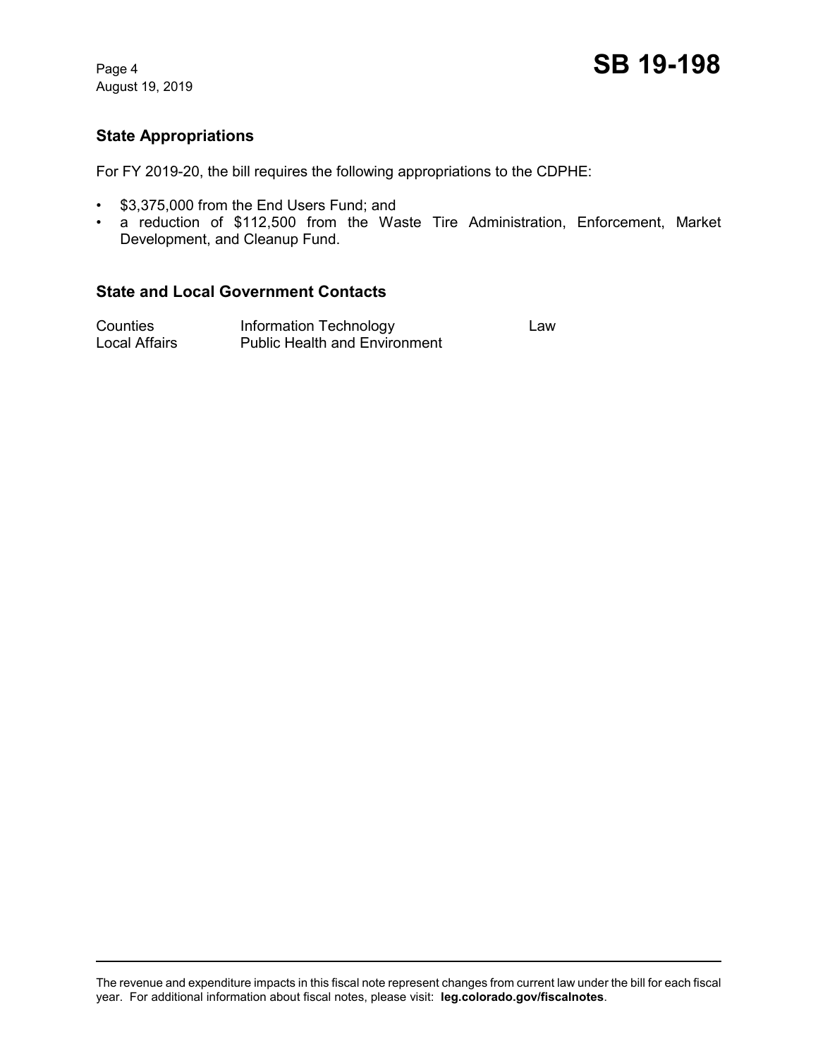## State Appropriations

For FY 2019-20, the bill requires the following appropriations to the CDPHE:

- $3,375,000 from the End Users Fund; and
- a reduction of $112,500 from the Waste Tire Administration, Enforcement, Market Development, and Cleanup Fund.

## State and Local Government Contacts

| | | |
|---|---|---|
| Counties | Information Technology | Law |
| Local Affairs | Public Health and Environment | |

The revenue and expenditure impacts in this fiscal note represent changes from current law under the bill for each fiscal year. For additional information about fiscal notes, please visit: **leg.colorado.gov/fiscalnotes**.